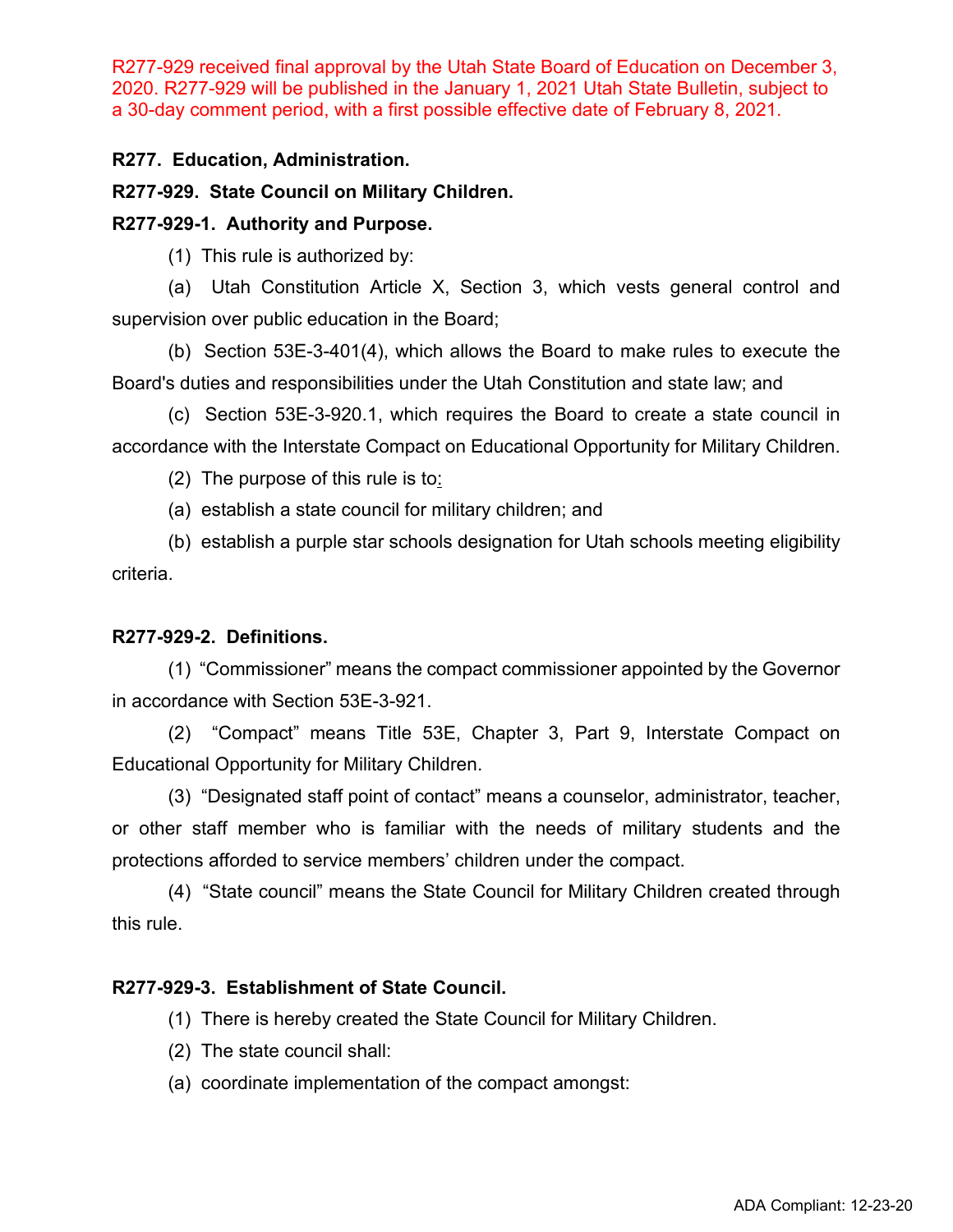R277-929 received final approval by the Utah State Board of Education on December 3, 2020. R277-929 will be published in the January 1, 2021 Utah State Bulletin, subject to a 30-day comment period, with a first possible effective date of February 8, 2021.

**R277. Education, Administration.**

**R277-929. State Council on Military Children.**

**R277-929-1. Authority and Purpose.**

(1) This rule is authorized by:

(a) Utah Constitution Article X, Section 3, which vests general control and supervision over public education in the Board;

(b) Section 53E-3-401(4), which allows the Board to make rules to execute the Board's duties and responsibilities under the Utah Constitution and state law; and

(c) Section 53E-3-920.1, which requires the Board to create a state council in accordance with the Interstate Compact on Educational Opportunity for Military Children.

(2) The purpose of this rule is to:

(a) establish a state council for military children; and

(b) establish a purple star schools designation for Utah schools meeting eligibility criteria.

**R277-929-2. Definitions.**

(1) "Commissioner" means the compact commissioner appointed by the Governor in accordance with Section 53E-3-921.

(2) "Compact" means Title 53E, Chapter 3, Part 9, Interstate Compact on Educational Opportunity for Military Children.

(3) "Designated staff point of contact" means a counselor, administrator, teacher, or other staff member who is familiar with the needs of military students and the protections afforded to service members' children under the compact.

(4) "State council" means the State Council for Military Children created through this rule.

**R277-929-3. Establishment of State Council.**

(1) There is hereby created the State Council for Military Children.

(2) The state council shall:

(a) coordinate implementation of the compact amongst: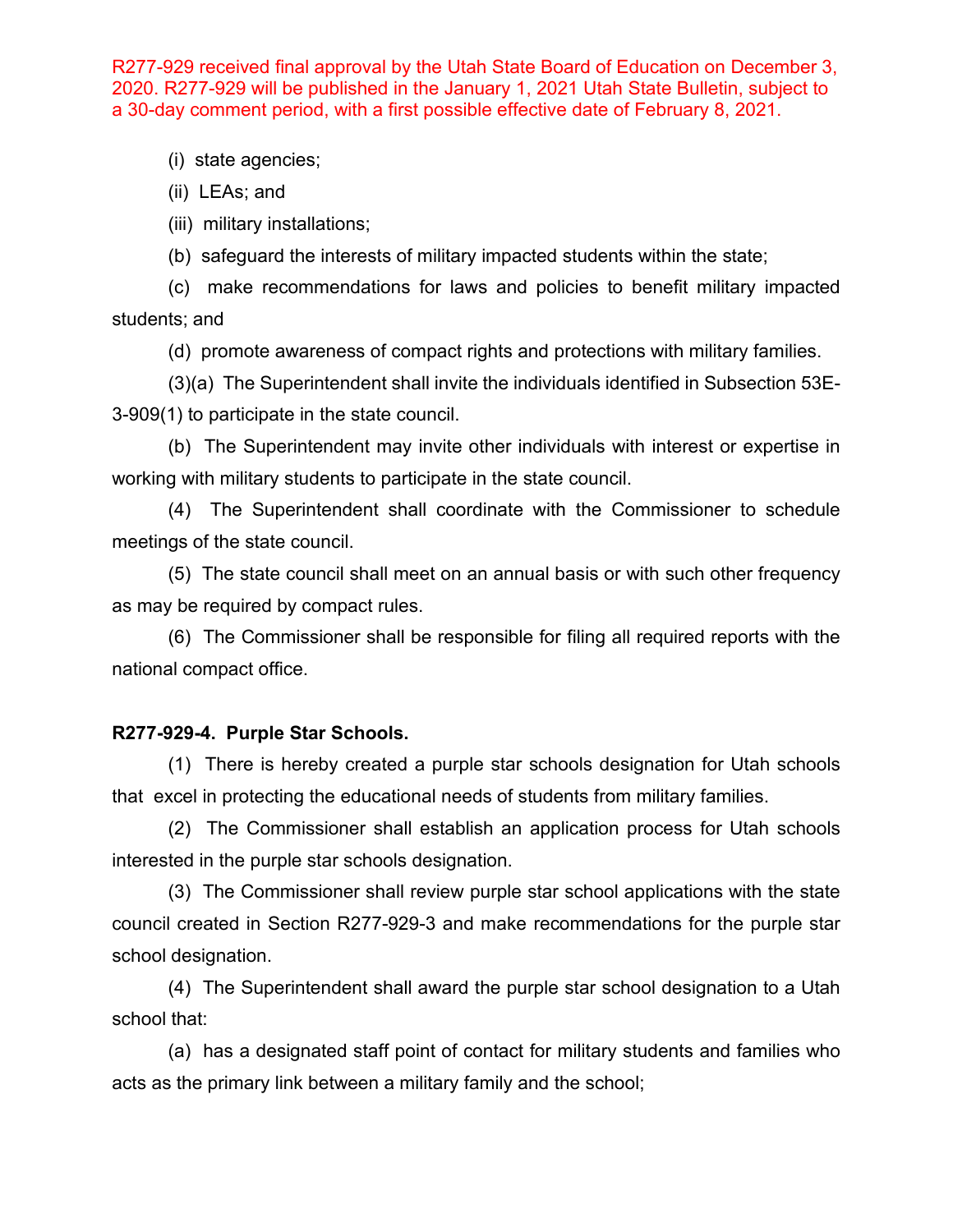R277-929 received final approval by the Utah State Board of Education on December 3, 2020. R277-929 will be published in the January 1, 2021 Utah State Bulletin, subject to a 30-day comment period, with a first possible effective date of February 8, 2021.

(i) state agencies;

(ii) LEAs; and

(iii) military installations;

(b) safeguard the interests of military impacted students within the state;

(c) make recommendations for laws and policies to benefit military impacted students; and

(d) promote awareness of compact rights and protections with military families.

(3)(a) The Superintendent shall invite the individuals identified in Subsection 53E-3-909(1) to participate in the state council.

(b) The Superintendent may invite other individuals with interest or expertise in working with military students to participate in the state council.

(4) The Superintendent shall coordinate with the Commissioner to schedule meetings of the state council.

(5) The state council shall meet on an annual basis or with such other frequency as may be required by compact rules.

(6) The Commissioner shall be responsible for filing all required reports with the national compact office.

**R277-929-4. Purple Star Schools.**

(1) There is hereby created a purple star schools designation for Utah schools that excel in protecting the educational needs of students from military families.

(2) The Commissioner shall establish an application process for Utah schools interested in the purple star schools designation.

(3) The Commissioner shall review purple star school applications with the state council created in Section R277-929-3 and make recommendations for the purple star school designation.

(4) The Superintendent shall award the purple star school designation to a Utah school that:

(a) has a designated staff point of contact for military students and families who acts as the primary link between a military family and the school;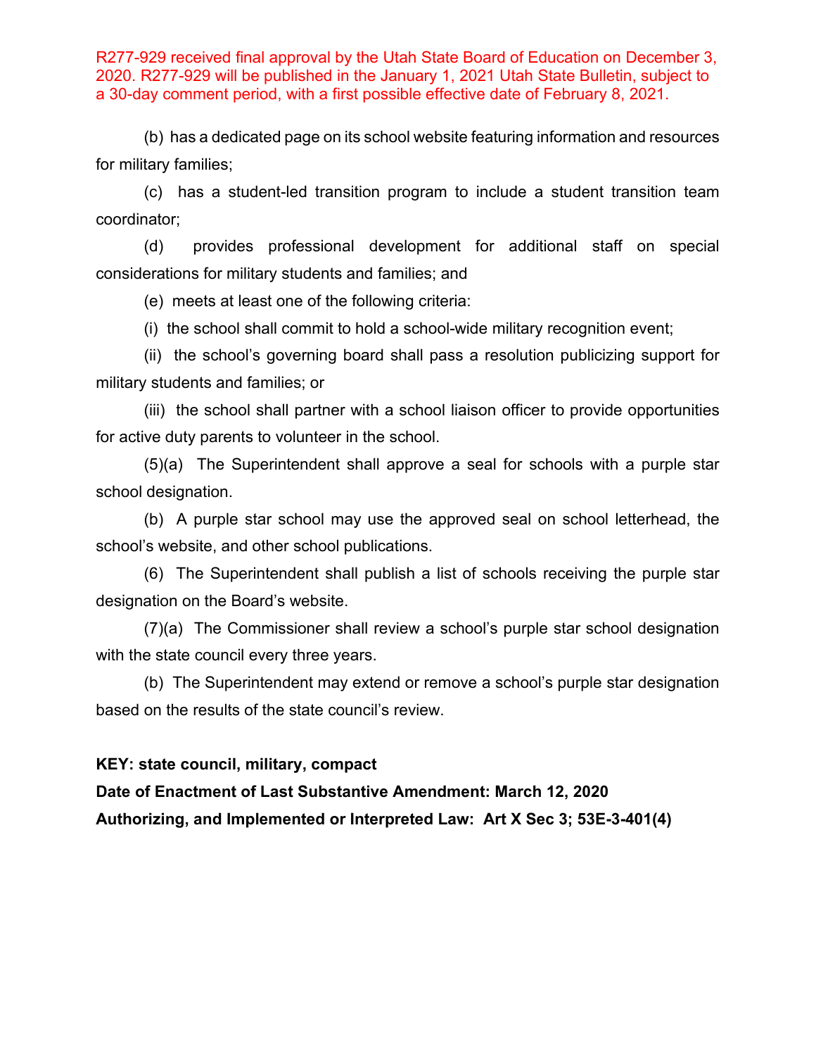R277-929 received final approval by the Utah State Board of Education on December 3, 2020. R277-929 will be published in the January 1, 2021 Utah State Bulletin, subject to a 30-day comment period, with a first possible effective date of February 8, 2021.

(b) has a dedicated page on its school website featuring information and resources for military families;

(c) has a student-led transition program to include a student transition team coordinator;

(d) provides professional development for additional staff on special considerations for military students and families; and

(e) meets at least one of the following criteria:

(i) the school shall commit to hold a school-wide military recognition event;

(ii) the school's governing board shall pass a resolution publicizing support for military students and families; or

(iii) the school shall partner with a school liaison officer to provide opportunities for active duty parents to volunteer in the school.

(5)(a) The Superintendent shall approve a seal for schools with a purple star school designation.

(b) A purple star school may use the approved seal on school letterhead, the school's website, and other school publications.

(6) The Superintendent shall publish a list of schools receiving the purple star designation on the Board's website.

(7)(a) The Commissioner shall review a school's purple star school designation with the state council every three years.

(b) The Superintendent may extend or remove a school's purple star designation based on the results of the state council's review.

**KEY: state council, military, compact**

**Date of Enactment of Last Substantive Amendment: March 12, 2020**

**Authorizing, and Implemented or Interpreted Law: Art X Sec 3; 53E-3-401(4)**